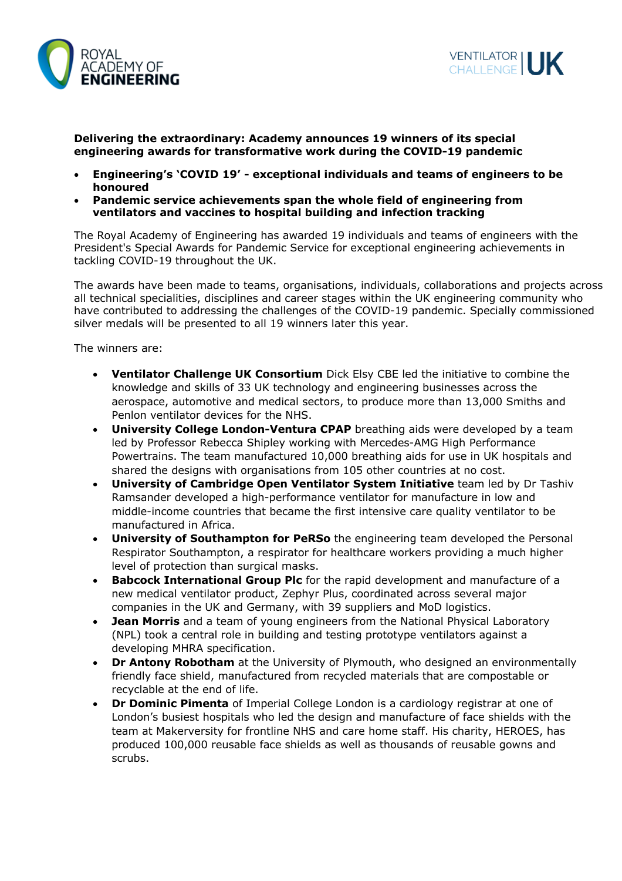ROYAL ACADEMY OF ENGINEERING

VENTILATOR CHALLENGE UK

**Delivering the extraordinary: Academy announces 19 winners of its special engineering awards for transformative work during the COVID-19 pandemic**

- **Engineering's 'COVID 19' - exceptional individuals and teams of engineers to be honoured**
- **Pandemic service achievements span the whole field of engineering from ventilators and vaccines to hospital building and infection tracking**

The Royal Academy of Engineering has awarded 19 individuals and teams of engineers with the President's Special Awards for Pandemic Service for exceptional engineering achievements in tackling COVID-19 throughout the UK.

The awards have been made to teams, organisations, individuals, collaborations and projects across all technical specialities, disciplines and career stages within the UK engineering community who have contributed to addressing the challenges of the COVID-19 pandemic. Specially commissioned silver medals will be presented to all 19 winners later this year.

The winners are:

- **Ventilator Challenge UK Consortium** Dick Elsy CBE led the initiative to combine the knowledge and skills of 33 UK technology and engineering businesses across the aerospace, automotive and medical sectors, to produce more than 13,000 Smiths and Penlon ventilator devices for the NHS.
- **University College London-Ventura CPAP** breathing aids were developed by a team led by Professor Rebecca Shipley working with Mercedes-AMG High Performance Powertrains. The team manufactured 10,000 breathing aids for use in UK hospitals and shared the designs with organisations from 105 other countries at no cost.
- **University of Cambridge Open Ventilator System Initiative** team led by Dr Tashiv Ramsander developed a high-performance ventilator for manufacture in low and middle-income countries that became the first intensive care quality ventilator to be manufactured in Africa.
- **University of Southampton for PeRSo** the engineering team developed the Personal Respirator Southampton, a respirator for healthcare workers providing a much higher level of protection than surgical masks.
- **Babcock International Group Plc** for the rapid development and manufacture of a new medical ventilator product, Zephyr Plus, coordinated across several major companies in the UK and Germany, with 39 suppliers and MoD logistics.
- **Jean Morris** and a team of young engineers from the National Physical Laboratory (NPL) took a central role in building and testing prototype ventilators against a developing MHRA specification.
- **Dr Antony Robotham** at the University of Plymouth, who designed an environmentally friendly face shield, manufactured from recycled materials that are compostable or recyclable at the end of life.
- **Dr Dominic Pimenta** of Imperial College London is a cardiology registrar at one of London's busiest hospitals who led the design and manufacture of face shields with the team at Makerversity for frontline NHS and care home staff. His charity, HEROES, has produced 100,000 reusable face shields as well as thousands of reusable gowns and scrubs.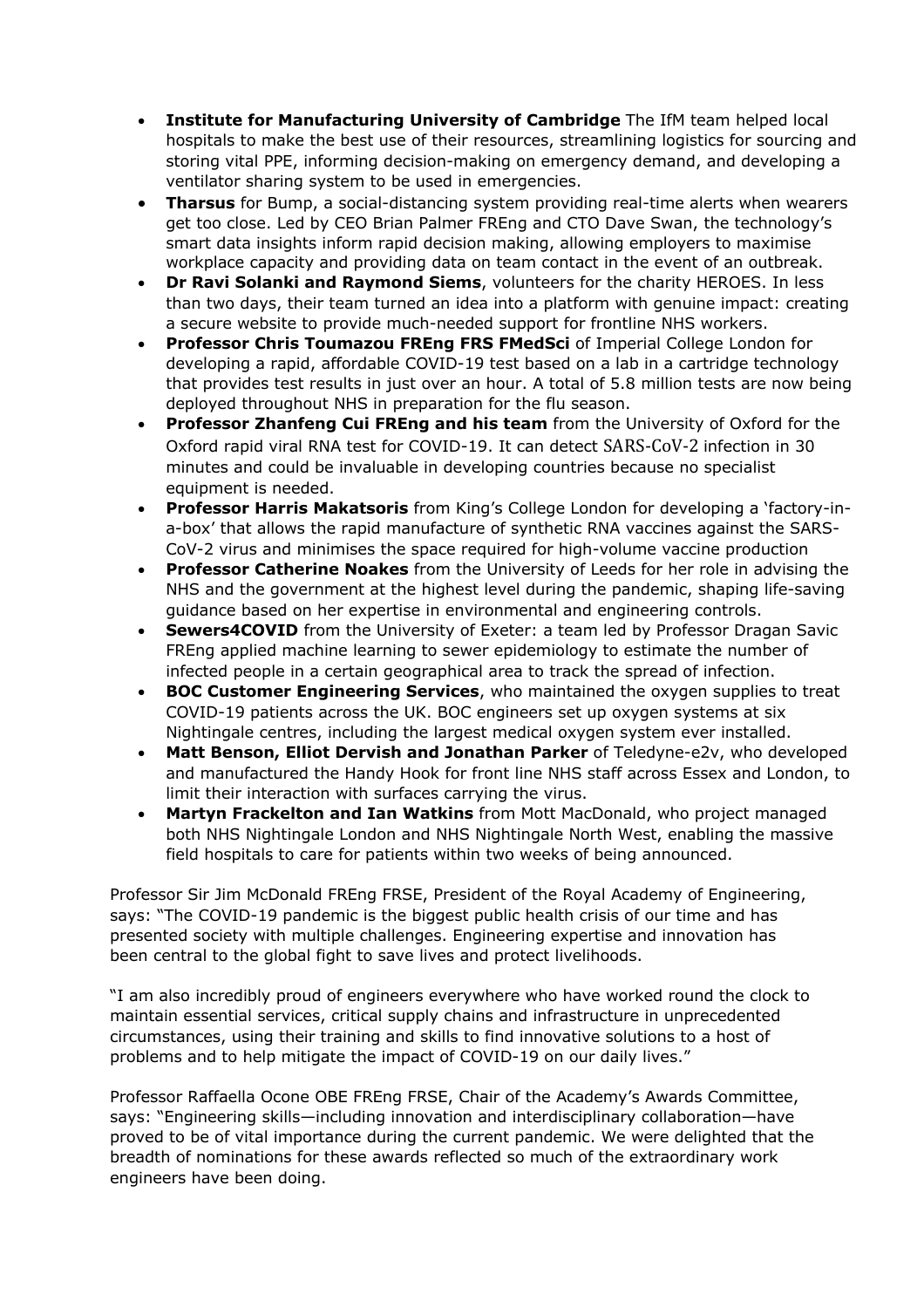- **Institute for Manufacturing University of Cambridge** The IfM team helped local hospitals to make the best use of their resources, streamlining logistics for sourcing and storing vital PPE, informing decision-making on emergency demand, and developing a ventilator sharing system to be used in emergencies.
- **Tharsus** for Bump, a social-distancing system providing real-time alerts when wearers get too close. Led by CEO Brian Palmer FREng and CTO Dave Swan, the technology's smart data insights inform rapid decision making, allowing employers to maximise workplace capacity and providing data on team contact in the event of an outbreak.
- **Dr Ravi Solanki and Raymond Siems**, volunteers for the charity HEROES. In less than two days, their team turned an idea into a platform with genuine impact: creating a secure website to provide much-needed support for frontline NHS workers.
- **Professor Chris Toumazou FREng FRS FMedSci** of Imperial College London for developing a rapid, affordable COVID-19 test based on a lab in a cartridge technology that provides test results in just over an hour. A total of 5.8 million tests are now being deployed throughout NHS in preparation for the flu season.
- **Professor Zhanfeng Cui FREng and his team** from the University of Oxford for the Oxford rapid viral RNA test for COVID-19. It can detect SARS-CoV-2 infection in 30 minutes and could be invaluable in developing countries because no specialist equipment is needed.
- **Professor Harris Makatsoris** from King's College London for developing a 'factory-in-a-box' that allows the rapid manufacture of synthetic RNA vaccines against the SARS-CoV-2 virus and minimises the space required for high-volume vaccine production
- **Professor Catherine Noakes** from the University of Leeds for her role in advising the NHS and the government at the highest level during the pandemic, shaping life-saving guidance based on her expertise in environmental and engineering controls.
- **Sewers4COVID** from the University of Exeter: a team led by Professor Dragan Savic FREng applied machine learning to sewer epidemiology to estimate the number of infected people in a certain geographical area to track the spread of infection.
- **BOC Customer Engineering Services**, who maintained the oxygen supplies to treat COVID-19 patients across the UK. BOC engineers set up oxygen systems at six Nightingale centres, including the largest medical oxygen system ever installed.
- **Matt Benson, Elliot Dervish and Jonathan Parker** of Teledyne-e2v, who developed and manufactured the Handy Hook for front line NHS staff across Essex and London, to limit their interaction with surfaces carrying the virus.
- **Martyn Frackelton and Ian Watkins** from Mott MacDonald, who project managed both NHS Nightingale London and NHS Nightingale North West, enabling the massive field hospitals to care for patients within two weeks of being announced.

Professor Sir Jim McDonald FREng FRSE, President of the Royal Academy of Engineering, says: "The COVID-19 pandemic is the biggest public health crisis of our time and has presented society with multiple challenges. Engineering expertise and innovation has been central to the global fight to save lives and protect livelihoods.

"I am also incredibly proud of engineers everywhere who have worked round the clock to maintain essential services, critical supply chains and infrastructure in unprecedented circumstances, using their training and skills to find innovative solutions to a host of problems and to help mitigate the impact of COVID-19 on our daily lives."

Professor Raffaella Ocone OBE FREng FRSE, Chair of the Academy's Awards Committee, says: "Engineering skills—including innovation and interdisciplinary collaboration—have proved to be of vital importance during the current pandemic. We were delighted that the breadth of nominations for these awards reflected so much of the extraordinary work engineers have been doing.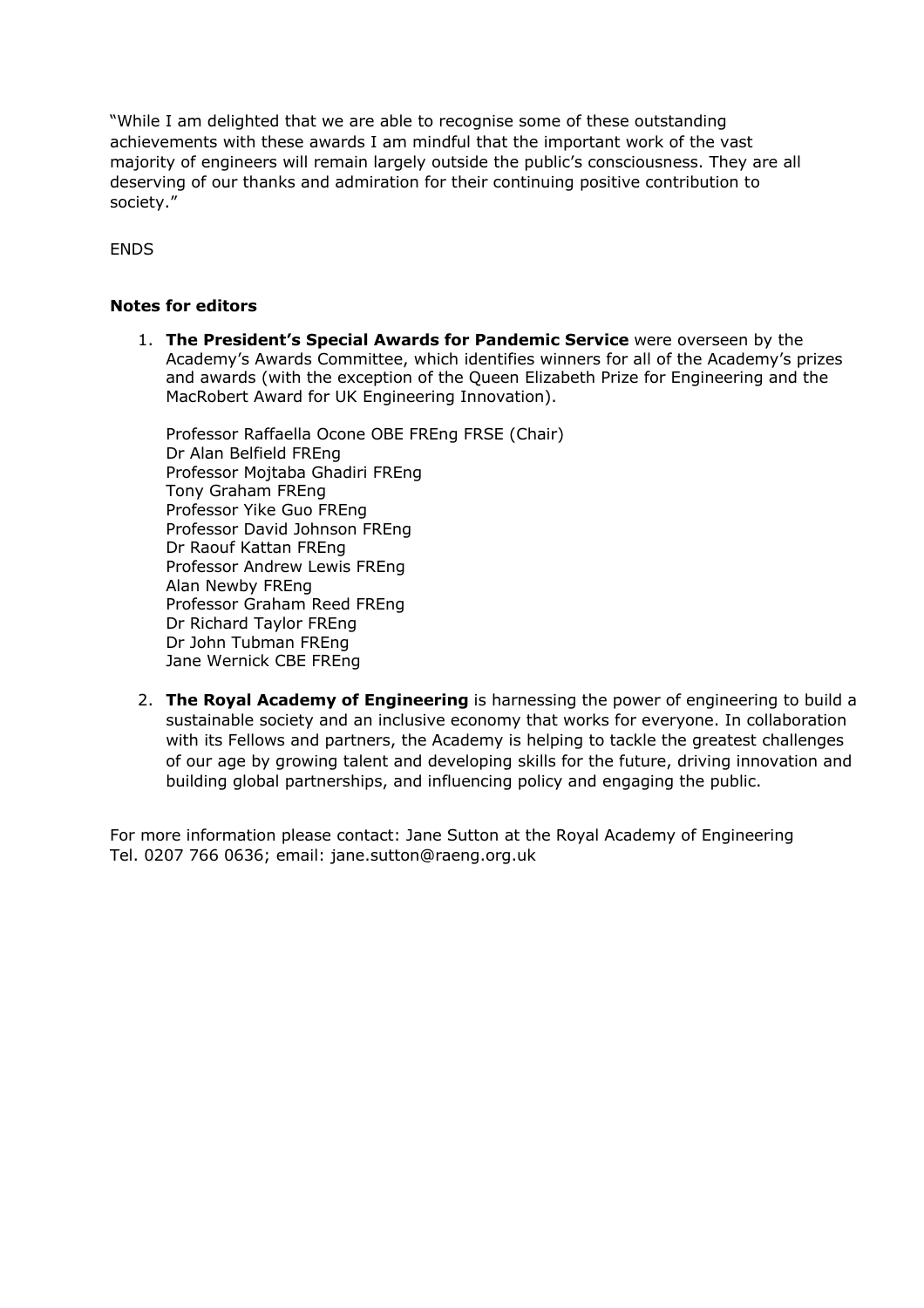"While I am delighted that we are able to recognise some of these outstanding achievements with these awards I am mindful that the important work of the vast majority of engineers will remain largely outside the public's consciousness. They are all deserving of our thanks and admiration for their continuing positive contribution to society."

ENDS

**Notes for editors**

1. **The President's Special Awards for Pandemic Service** were overseen by the Academy's Awards Committee, which identifies winners for all of the Academy's prizes and awards (with the exception of the Queen Elizabeth Prize for Engineering and the MacRobert Award for UK Engineering Innovation).

   Professor Raffaella Ocone OBE FREng FRSE (Chair)
   Dr Alan Belfield FREng
   Professor Mojtaba Ghadiri FREng
   Tony Graham FREng
   Professor Yike Guo FREng
   Professor David Johnson FREng
   Dr Raouf Kattan FREng
   Professor Andrew Lewis FREng
   Alan Newby FREng
   Professor Graham Reed FREng
   Dr Richard Taylor FREng
   Dr John Tubman FREng
   Jane Wernick CBE FREng

2. **The Royal Academy of Engineering** is harnessing the power of engineering to build a sustainable society and an inclusive economy that works for everyone. In collaboration with its Fellows and partners, the Academy is helping to tackle the greatest challenges of our age by growing talent and developing skills for the future, driving innovation and building global partnerships, and influencing policy and engaging the public.

For more information please contact: Jane Sutton at the Royal Academy of Engineering
Tel. 0207 766 0636; email: jane.sutton@raeng.org.uk